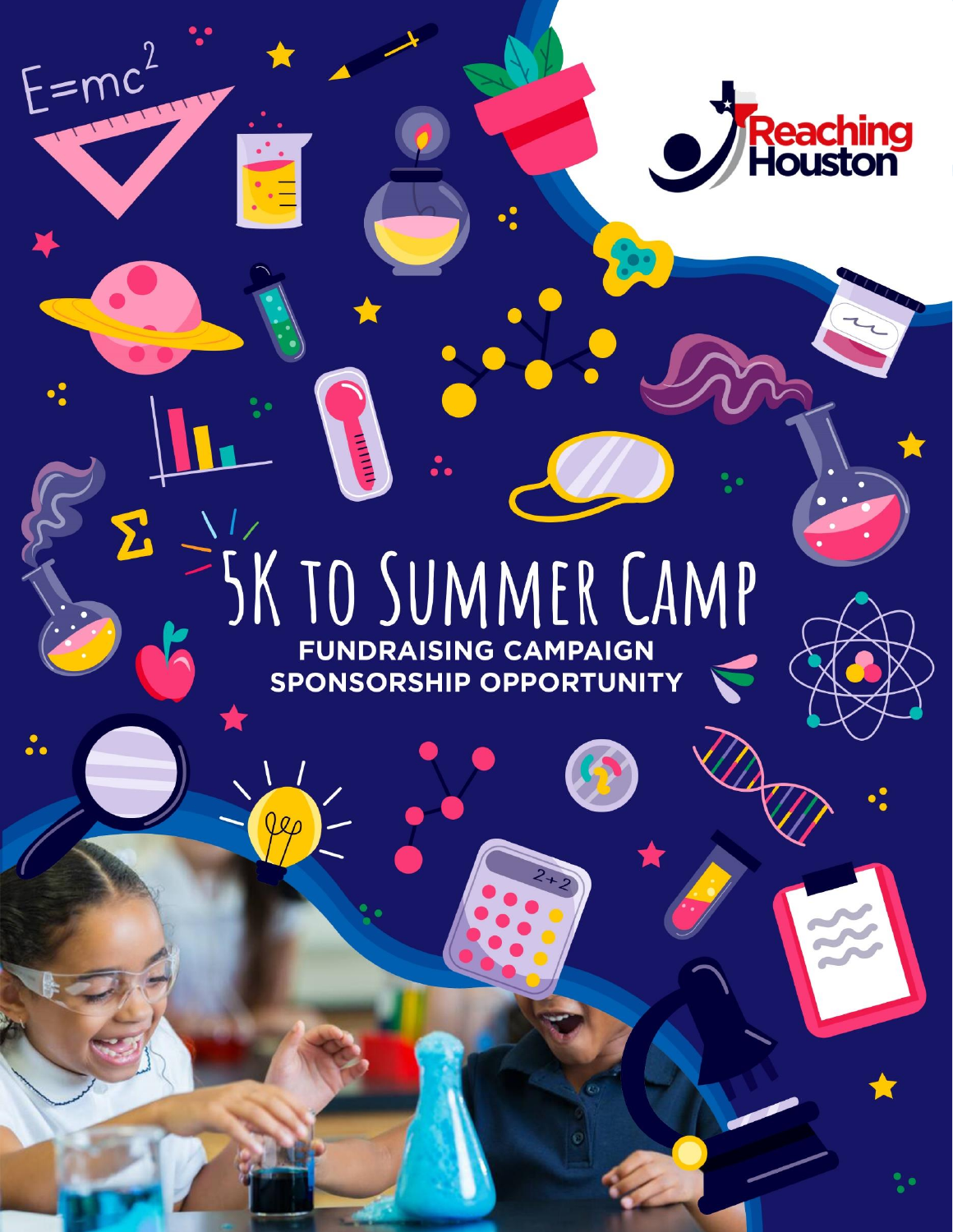Reaching Houston

# 5K TO SUMMER CAMP

**FUNDRAISING CAMPAIGN**
**SPONSORSHIP OPPORTUNITY**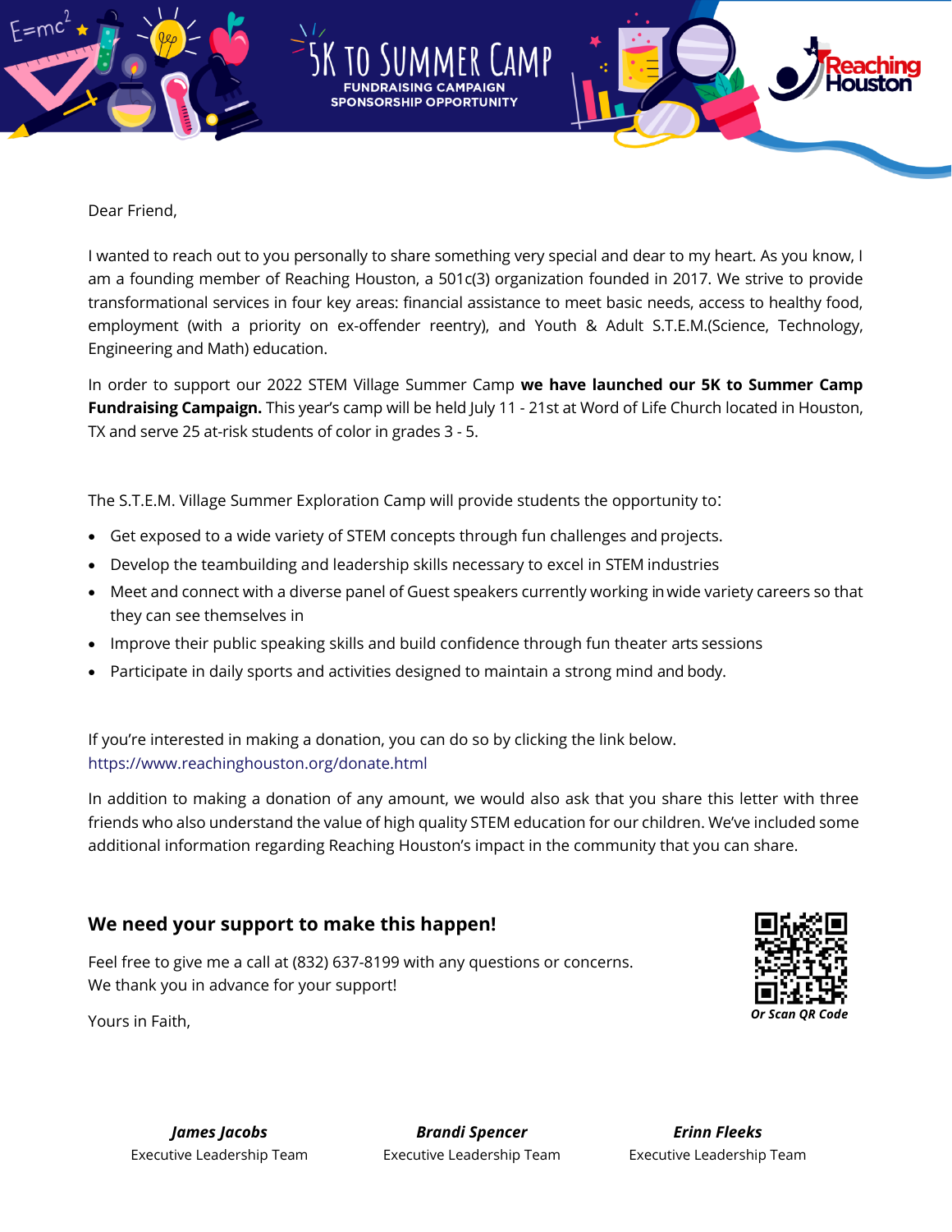# 5K TO SUMMER CAMP

FUNDRAISING CAMPAIGN
SPONSORSHIP OPPORTUNITY

Reaching Houston

Dear Friend,

I wanted to reach out to you personally to share something very special and dear to my heart. As you know, I am a founding member of Reaching Houston, a 501c(3) organization founded in 2017. We strive to provide transformational services in four key areas: financial assistance to meet basic needs, access to healthy food, employment (with a priority on ex-offender reentry), and Youth & Adult S.T.E.M.(Science, Technology, Engineering and Math) education.

In order to support our 2022 STEM Village Summer Camp **we have launched our 5K to Summer Camp Fundraising Campaign.** This year's camp will be held July 11 - 21st at Word of Life Church located in Houston, TX and serve 25 at-risk students of color in grades 3 - 5.

The S.T.E.M. Village Summer Exploration Camp will provide students the opportunity to:

- Get exposed to a wide variety of STEM concepts through fun challenges and projects.
- Develop the teambuilding and leadership skills necessary to excel in STEM industries
- Meet and connect with a diverse panel of Guest speakers currently working in wide variety careers so that they can see themselves in
- Improve their public speaking skills and build confidence through fun theater arts sessions
- Participate in daily sports and activities designed to maintain a strong mind and body.

If you're interested in making a donation, you can do so by clicking the link below.
https://www.reachinghouston.org/donate.html

In addition to making a donation of any amount, we would also ask that you share this letter with three friends who also understand the value of high quality STEM education for our children. We've included some additional information regarding Reaching Houston's impact in the community that you can share.

## We need your support to make this happen!

Feel free to give me a call at (832) 637-8199 with any questions or concerns.
We thank you in advance for your support!

*Or Scan QR Code*

Yours in Faith,

***James Jacobs***
Executive Leadership Team

***Brandi Spencer***
Executive Leadership Team

***Erinn Fleeks***
Executive Leadership Team